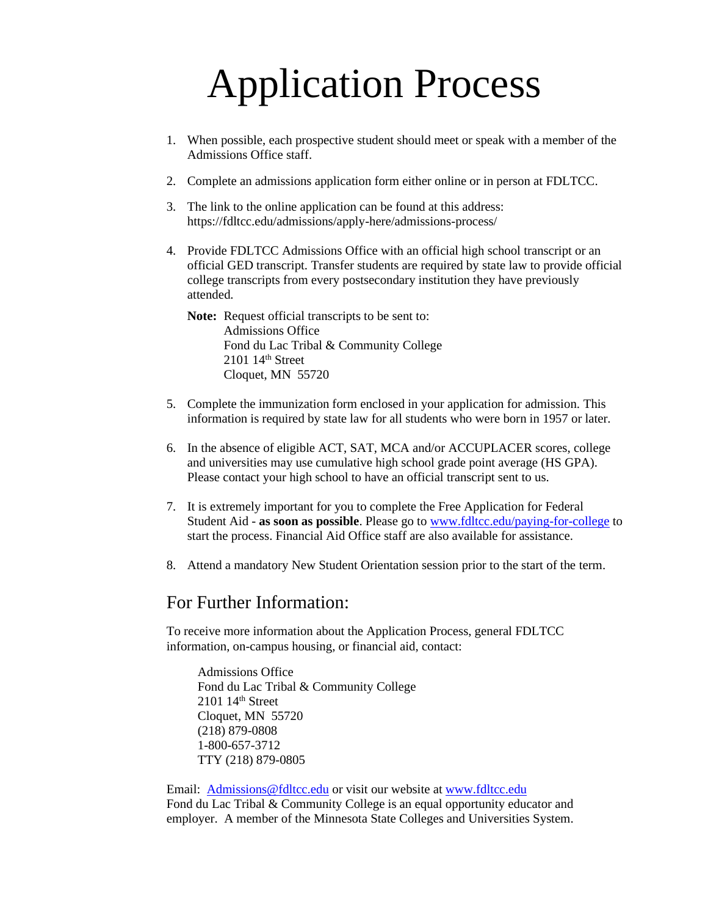# Application Process

1. When possible, each prospective student should meet or speak with a member of the Admissions Office staff.

2. Complete an admissions application form either online or in person at FDLTCC.

3. The link to the online application can be found at this address: https://fdltcc.edu/admissions/apply-here/admissions-process/

4. Provide FDLTCC Admissions Office with an official high school transcript or an official GED transcript. Transfer students are required by state law to provide official college transcripts from every postsecondary institution they have previously attended.

   **Note:** Request official transcripts to be sent to:
   Admissions Office
   Fond du Lac Tribal & Community College
   2101 14th Street
   Cloquet, MN 55720

5. Complete the immunization form enclosed in your application for admission. This information is required by state law for all students who were born in 1957 or later.

6. In the absence of eligible ACT, SAT, MCA and/or ACCUPLACER scores, college and universities may use cumulative high school grade point average (HS GPA). Please contact your high school to have an official transcript sent to us.

7. It is extremely important for you to complete the Free Application for Federal Student Aid - **as soon as possible**. Please go to [www.fdltcc.edu/paying-for-college](www.fdltcc.edu/paying-for-college) to start the process. Financial Aid Office staff are also available for assistance.

8. Attend a mandatory New Student Orientation session prior to the start of the term.

## For Further Information:

To receive more information about the Application Process, general FDLTCC information, on-campus housing, or financial aid, contact:

Admissions Office
Fond du Lac Tribal & Community College
2101 14th Street
Cloquet, MN 55720
(218) 879-0808
1-800-657-3712
TTY (218) 879-0805

Email: [Admissions@fdltcc.edu](mailto:Admissions@fdltcc.edu) or visit our website at [www.fdltcc.edu](www.fdltcc.edu)
Fond du Lac Tribal & Community College is an equal opportunity educator and employer. A member of the Minnesota State Colleges and Universities System.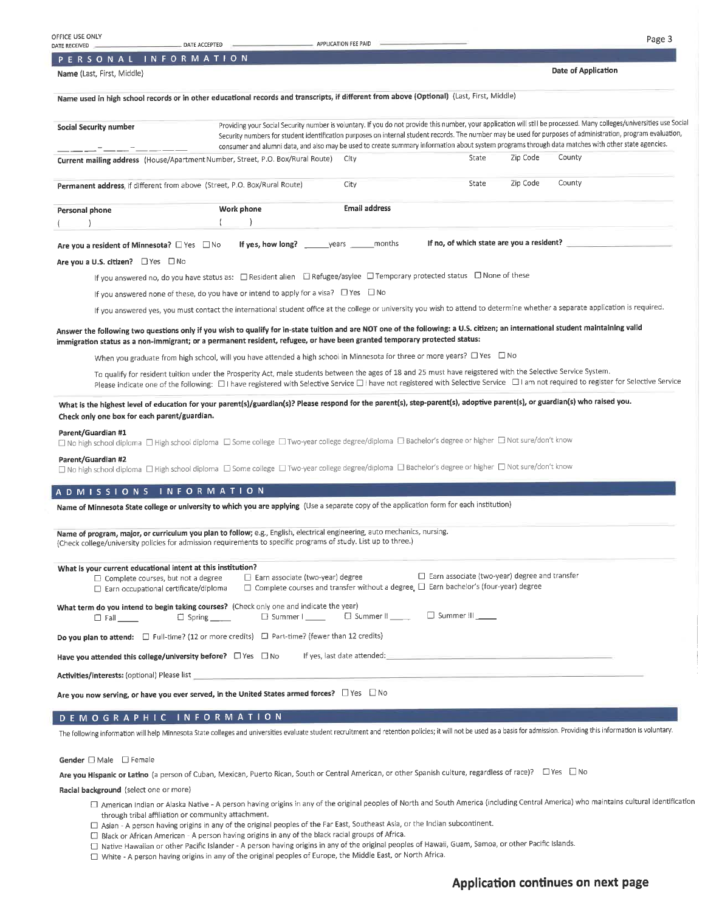OFFICE USE ONLY
DATE RECEIVED ______________ DATE ACCEPTED ______________ APPLICATION FEE PAID ______________

## PERSONAL INFORMATION

**Name** (Last, First, Middle) **Date of Application**

**Name used in high school records or in other educational records and transcripts, if different from above (Optional)** (Last, First, Middle)

**Social Security number**

___ ___ ___ - ___ ___ - ___ ___ ___ ___

Providing your Social Security number is voluntary. If you do not provide this number, your application will still be processed. Many colleges/universities use Social Security numbers for student identification purposes on internal student records. The number may be used for purposes of administration, program evaluation, consumer and alumni data, and also may be used to create summary information about system programs through data matches with other state agencies.

**Current mailing address** (House/Apartment Number, Street, P.O. Box/Rural Route) City State Zip Code County

**Permanent address**, if different from above (Street, P.O. Box/Rural Route) City State Zip Code County

**Personal phone** ( ) **Work phone** ( ) **Email address**

**Are you a resident of Minnesota?** ☐ Yes ☐ No **If yes, how long?** ______years ______months **If no, which state are you a resident?** ______________

**Are you a U.S. citizen?** ☐ Yes ☐ No

If you answered no, do you have status as: ☐ Resident alien ☐ Refugee/asylee ☐ Temporary protected status ☐ None of these

If you answered none of these, do you have or intend to apply for a visa? ☐ Yes ☐ No

If you answered yes, you must contact the international student office at the college or university you wish to attend to determine whether a separate application is required.

**Answer the following two questions only if you wish to qualify for in-state tuition and are NOT one of the following: a U.S. citizen; an international student maintaining valid immigration status as a non-immigrant; or a permanent resident, refugee, or have been granted temporary protected status:**

When you graduate from high school, will you have attended a high school in Minnesota for three or more years? ☐ Yes ☐ No

To qualify for resident tuition under the Prosperity Act, male students between the ages of 18 and 25 must have reigstered with the Selective Service System.
Please indicate one of the following: ☐ I have registered with Selective Service ☐ I have not registered with Selective Service ☐ I am not required to register for Selective Service

**What is the highest level of education for your parent(s)/guardian(s)? Please respond for the parent(s), step-parent(s), adoptive parent(s), or guardian(s) who raised you. Check only one box for each parent/guardian.**

**Parent/Guardian #1**
☐ No high school diploma ☐ High school diploma ☐ Some college ☐ Two-year college degree/diploma ☐ Bachelor's degree or higher ☐ Not sure/don't know

**Parent/Guardian #2**
☐ No high school diploma ☐ High school diploma ☐ Some college ☐ Two-year college degree/diploma ☐ Bachelor's degree or higher ☐ Not sure/don't know

## ADMISSIONS INFORMATION

**Name of Minnesota State college or university to which you are applying** (Use a separate copy of the application form for each institution)

**Name of program, major, or curriculum you plan to follow;** e.g., English, electrical engineering, auto mechanics, nursing.
(Check college/university policies for admission requirements to specific programs of study. List up to three.)

**What is your current educational intent at this institution?**
☐ Complete courses, but not a degree ☐ Earn associate (two-year) degree ☐ Earn associate (two-year) degree and transfer
☐ Earn occupational certificate/diploma ☐ Complete courses and transfer without a degree ☐ Earn bachelor's (four-year) degree

**What term do you intend to begin taking courses?** (Check only one and indicate the year)
☐ Fall _____ ☐ Spring _____ ☐ Summer I _____ ☐ Summer II _____ ☐ Summer III _____

**Do you plan to attend:** ☐ Full-time? (12 or more credits) ☐ Part-time? (fewer than 12 credits)

**Have you attended this college/university before?** ☐ Yes ☐ No If yes, last date attended: ______________

**Activities/interests:** (optional) Please list ______________

**Are you now serving, or have you ever served, in the United States armed forces?** ☐ Yes ☐ No

## DEMOGRAPHIC INFORMATION

The following information will help Minnesota State colleges and universities evaluate student recruitment and retention policies; it will not be used as a basis for admission. Providing this information is voluntary.

**Gender** ☐ Male ☐ Female

**Are you Hispanic or Latino** (a person of Cuban, Mexican, Puerto Rican, South or Central American, or other Spanish culture, regardless of race)? ☐ Yes ☐ No

**Racial background** (select one or more)

- ☐ American Indian or Alaska Native - A person having origins in any of the original peoples of North and South America (including Central America) who maintains cultural identification through tribal affiliation or community attachment.
- ☐ Asian - A person having origins in any of the original peoples of the Far East, Southeast Asia, or the Indian subcontinent.
- ☐ Black or African American - A person having origins in any of the black racial groups of Africa.
- ☐ Native Hawaiian or other Pacific Islander - A person having origins in any of the original peoples of Hawaii, Guam, Samoa, or other Pacific Islands.
- ☐ White - A person having origins in any of the original peoples of Europe, the Middle East, or North Africa.

**Application continues on next page**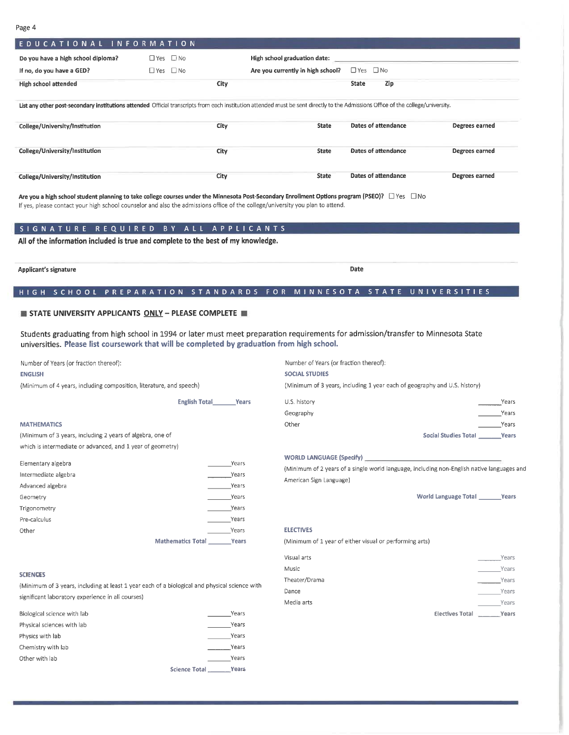## EDUCATIONAL INFORMATION

| | | | |
|---|---|---|---|
| **Do you have a high school diploma?** | ☐ Yes ☐ No | **High school graduation date:** | |
| **If no, do you have a GED?** | ☐ Yes ☐ No | **Are you currently in high school?** | ☐ Yes ☐ No |

| **High school attended** | **City** | **State** | **Zip** |
|---|---|---|---|
| | | | |

**List any other post-secondary institutions attended** Official transcripts from each institution attended must be sent directly to the Admissions Office of the college/university.

| **College/University/Institution** | **City** | **State** | **Dates of attendance** | **Degrees earned** |
|---|---|---|---|---|
| | | | | |
| | | | | |
| | | | | |

**Are you a high school student planning to take college courses under the Minnesota Post-Secondary Enrollment Options program (PSEO)?** ☐ Yes ☐ No
If yes, please contact your high school counselor and also the admissions office of the college/university you plan to attend.

## SIGNATURE REQUIRED BY ALL APPLICANTS

**All of the information included is true and complete to the best of my knowledge.**

| **Applicant's signature** | **Date** |
|---|---|
| | |

## HIGH SCHOOL PREPARATION STANDARDS FOR MINNESOTA STATE UNIVERSITIES

### ■ STATE UNIVERSITY APPLICANTS ONLY – PLEASE COMPLETE ■

Students graduating from high school in 1994 or later must meet preparation requirements for admission/transfer to Minnesota State universities. **Please list coursework that will be completed by graduation from high school.**

Number of Years (or fraction thereof):

**ENGLISH**

(Minimum of 4 years, including composition, literature, and speech)

**English Total** _______ **Years**

**MATHEMATICS**

(Minimum of 3 years, including 2 years of algebra, one of which is intermediate or advanced, and 1 year of geometry)

| | |
|---|---|
| Elementary algebra | _______ Years |
| Intermediate algebra | _______ Years |
| Advanced algebra | _______ Years |
| Geometry | _______ Years |
| Trigonometry | _______ Years |
| Pre-calculus | _______ Years |
| Other | _______ Years |
| **Mathematics Total** | _______ **Years** |

**SCIENCES**

(Minimum of 3 years, including at least 1 year each of a biological and physical science with significant laboratory experience in all courses)

| | |
|---|---|
| Biological science with lab | _______ Years |
| Physical sciences with lab | _______ Years |
| Physics with lab | _______ Years |
| Chemistry with lab | _______ Years |
| Other with lab | _______ Years |
| **Science Total** | _______ **Years** |

Number of Years (or fraction thereof):

**SOCIAL STUDIES**

(Minimum of 3 years, including 1 year each of geography and U.S. history)

| | |
|---|---|
| U.S. history | _______ Years |
| Geography | _______ Years |
| Other | _______ Years |
| **Social Studies Total** | _______ **Years** |

**WORLD LANGUAGE (Specify)** _______________________

(Minimum of 2 years of a single world language, including non-English native languages and American Sign Language)

**World Language Total** _______ **Years**

**ELECTIVES**

(Minimum of 1 year of either visual or performing arts)

| | |
|---|---|
| Visual arts | _______ Years |
| Music | _______ Years |
| Theater/Drama | _______ Years |
| Dance | _______ Years |
| Media arts | _______ Years |
| **Electives Total** | _______ **Years** |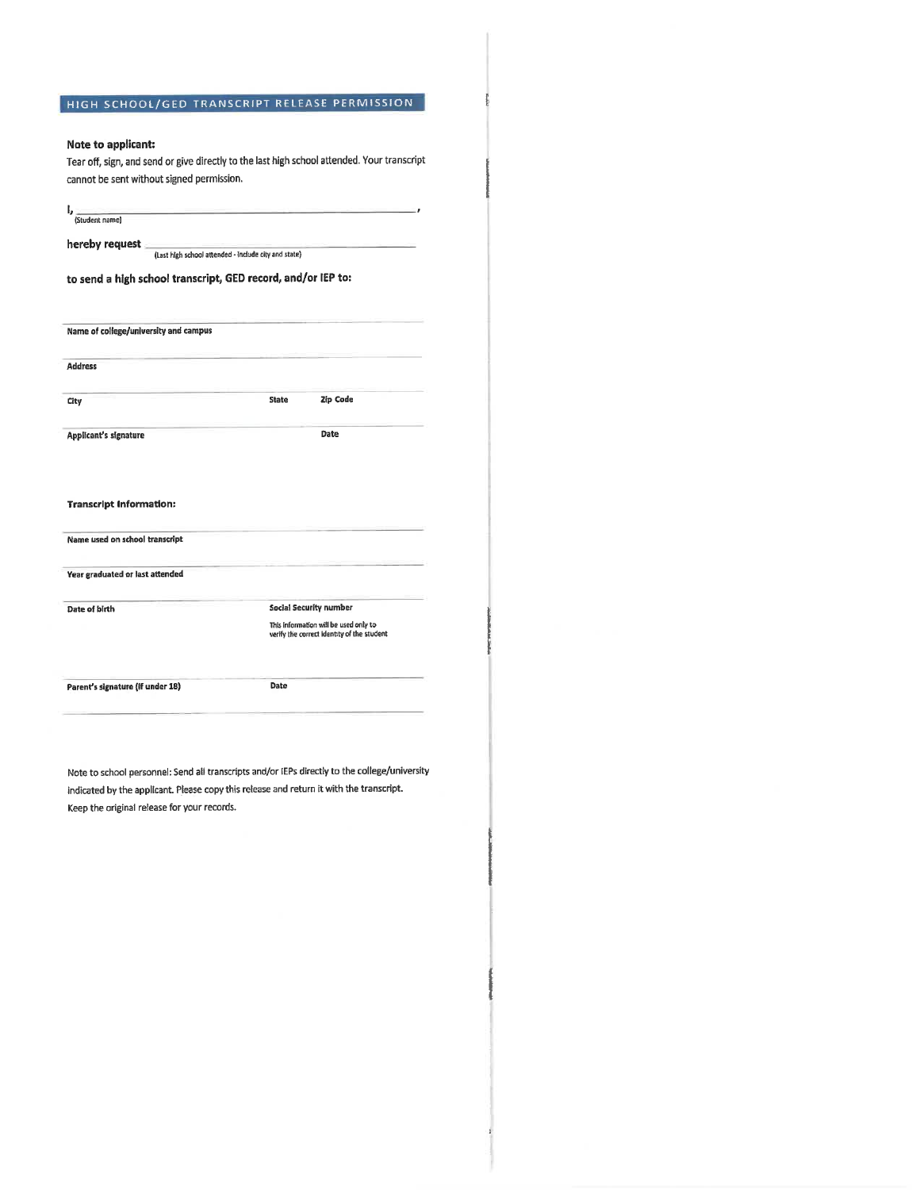## HIGH SCHOOL/GED TRANSCRIPT RELEASE PERMISSION

**Note to applicant:**

Tear off, sign, and send or give directly to the last high school attended. Your transcript cannot be sent without signed permission.

I, ______________________________________________,
(Student name)

**hereby request** ______________________________________________
(Last high school attended - include city and state)

**to send a high school transcript, GED record, and/or IEP to:**

______________________________________________
**Name of college/university and campus**

______________________________________________
**Address**

______________________________________________
**City** **State** **Zip Code**

______________________________________________
**Applicant's signature** **Date**

**Transcript Information:**

______________________________________________
**Name used on school transcript**

______________________________________________
**Year graduated or last attended**

______________________________________________
**Date of birth** **Social Security number**

This information will be used only to verify the correct identity of the student

______________________________________________
**Parent's signature (if under 18)** **Date**

Note to school personnel: Send all transcripts and/or IEPs directly to the college/university indicated by the applicant. Please copy this release and return it with the transcript. Keep the original release for your records.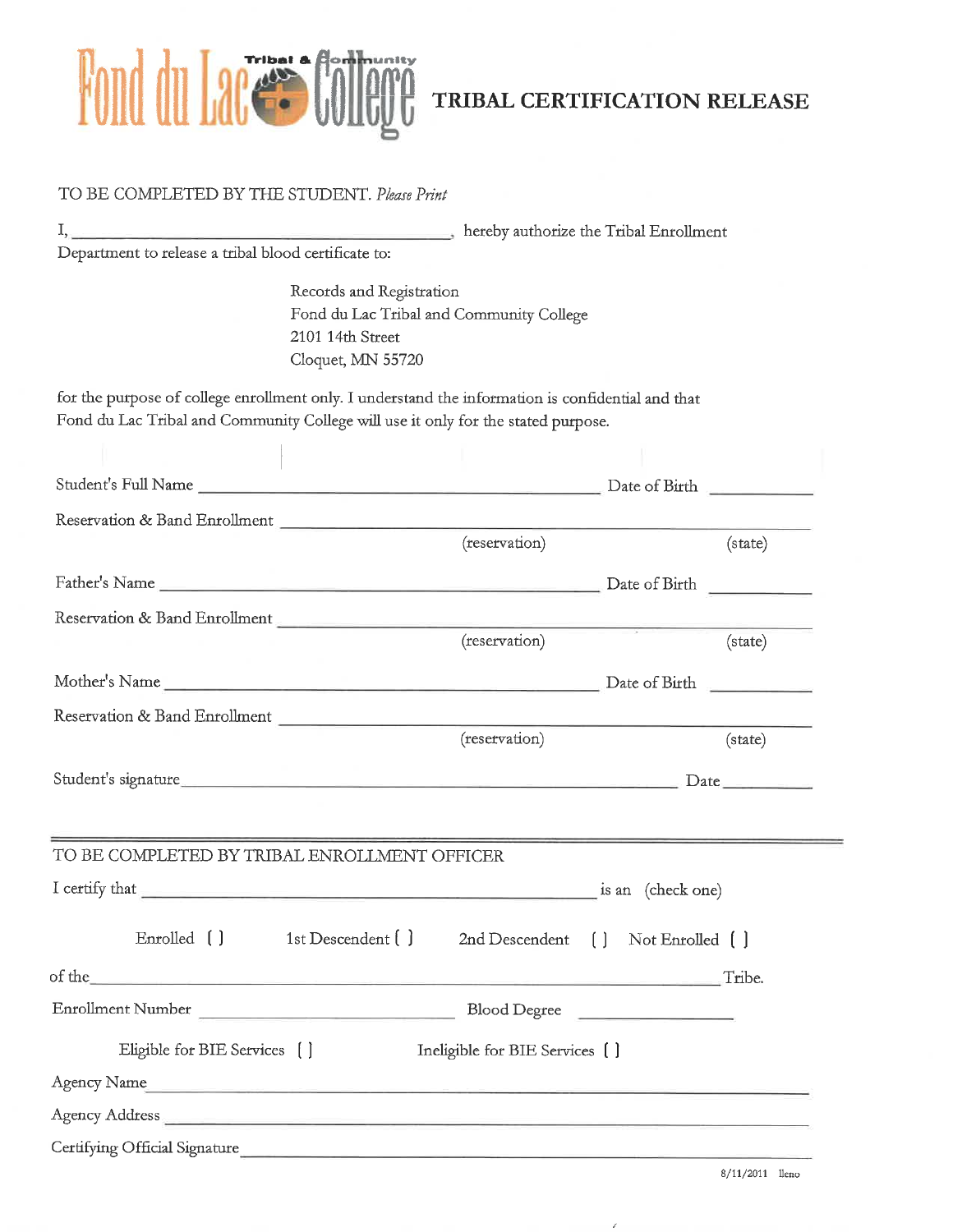# Fond du Lac Tribal & Community College

## TRIBAL CERTIFICATION RELEASE

TO BE COMPLETED BY THE STUDENT. *Please Print*

I, ___________________________________________, hereby authorize the Tribal Enrollment Department to release a tribal blood certificate to:

Records and Registration
Fond du Lac Tribal and Community College
2101 14th Street
Cloquet, MN 55720

for the purpose of college enrollment only. I understand the information is confidential and that Fond du Lac Tribal and Community College will use it only for the stated purpose.

Student's Full Name ___________________________________________ Date of Birth ___________

Reservation & Band Enrollment ___________________________________________
(reservation) (state)

Father's Name ___________________________________________ Date of Birth ___________

Reservation & Band Enrollment ___________________________________________
(reservation) (state)

Mother's Name ___________________________________________ Date of Birth ___________

Reservation & Band Enrollment ___________________________________________
(reservation) (state)

Student's signature ___________________________________________ Date ___________

---

TO BE COMPLETED BY TRIBAL ENROLLMENT OFFICER

I certify that ___________________________________________ is an (check one)

Enrolled [ ] 1st Descendent [ ] 2nd Descendent [ ] Not Enrolled [ ]

of the ___________________________________________ Tribe.

Enrollment Number ___________________________ Blood Degree ___________________

Eligible for BIE Services [ ] Ineligible for BIE Services [ ]

Agency Name ___________________________________________

Agency Address ___________________________________________

Certifying Official Signature ___________________________________________

8/11/2011 lleno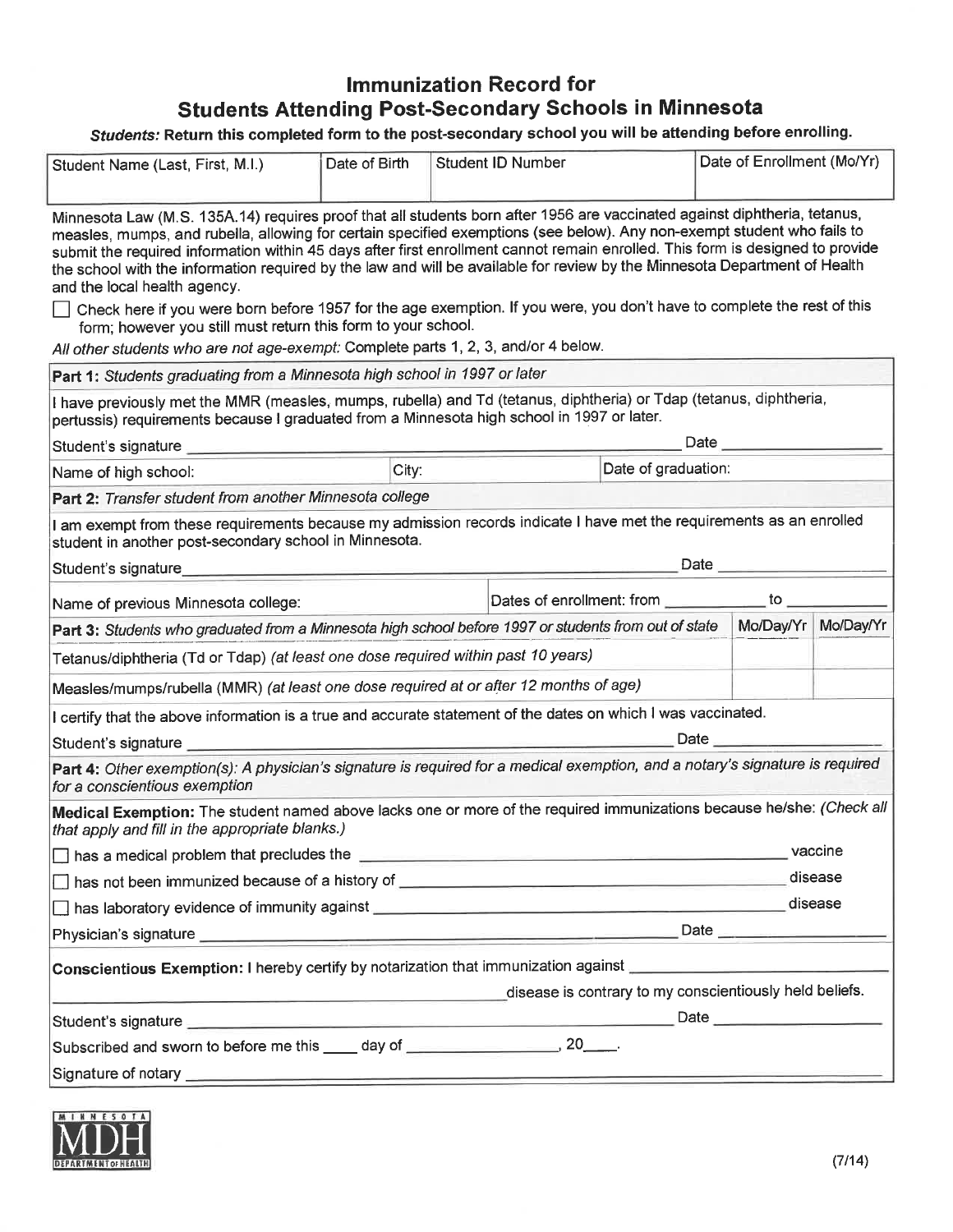## Immunization Record for Students Attending Post-Secondary Schools in Minnesota

***Students:* Return this completed form to the post-secondary school you will be attending before enrolling.**

| Student Name (Last, First, M.I.) | Date of Birth | Student ID Number | Date of Enrollment (Mo/Yr) |
|---|---|---|---|
| | | | |

Minnesota Law (M.S. 135A.14) requires proof that all students born after 1956 are vaccinated against diphtheria, tetanus, measles, mumps, and rubella, allowing for certain specified exemptions (see below). Any non-exempt student who fails to submit the required information within 45 days after first enrollment cannot remain enrolled. This form is designed to provide the school with the information required by the law and will be available for review by the Minnesota Department of Health and the local health agency.

☐ Check here if you were born before 1957 for the age exemption. If you were, you don't have to complete the rest of this form; however you still must return this form to your school.

*All other students who are not age-exempt:* Complete parts 1, 2, 3, and/or 4 below.

**Part 1:** *Students graduating from a Minnesota high school in 1997 or later*

I have previously met the MMR (measles, mumps, rubella) and Td (tetanus, diphtheria) or Tdap (tetanus, diphtheria, pertussis) requirements because I graduated from a Minnesota high school in 1997 or later.

Student's signature ______________________________ Date ______________

Name of high school: ______________ City: ______________ Date of graduation: ______________

**Part 2:** *Transfer student from another Minnesota college*

I am exempt from these requirements because my admission records indicate I have met the requirements as an enrolled student in another post-secondary school in Minnesota.

Student's signature ______________________________ Date ______________

Name of previous Minnesota college: ______________ Dates of enrollment: from __________ to __________

| **Part 3:** *Students who graduated from a Minnesota high school before 1997 or students from out of state* | Mo/Day/Yr | Mo/Day/Yr |
|---|---|---|
| Tetanus/diphtheria (Td or Tdap) *(at least one dose required within past 10 years)* | | |
| Measles/mumps/rubella (MMR) *(at least one dose required at or after 12 months of age)* | | |

I certify that the above information is a true and accurate statement of the dates on which I was vaccinated.

Student's signature ______________________________ Date ______________

**Part 4:** *Other exemption(s): A physician's signature is required for a medical exemption, and a notary's signature is required for a conscientious exemption*

**Medical Exemption:** The student named above lacks one or more of the required immunizations because he/she: *(Check all that apply and fill in the appropriate blanks.)*

☐ has a medical problem that precludes the ______________________________ vaccine

☐ has not been immunized because of a history of ______________________________ disease

☐ has laboratory evidence of immunity against ______________________________ disease

Physician's signature ______________________________ Date ______________

**Conscientious Exemption:** I hereby certify by notarization that immunization against ______________________________ disease is contrary to my conscientiously held beliefs.

Student's signature ______________________________ Date ______________

Subscribed and sworn to before me this ____ day of ______________, 20____.

Signature of notary ______________________________

MINNESOTA MDH DEPARTMENT OF HEALTH

(7/14)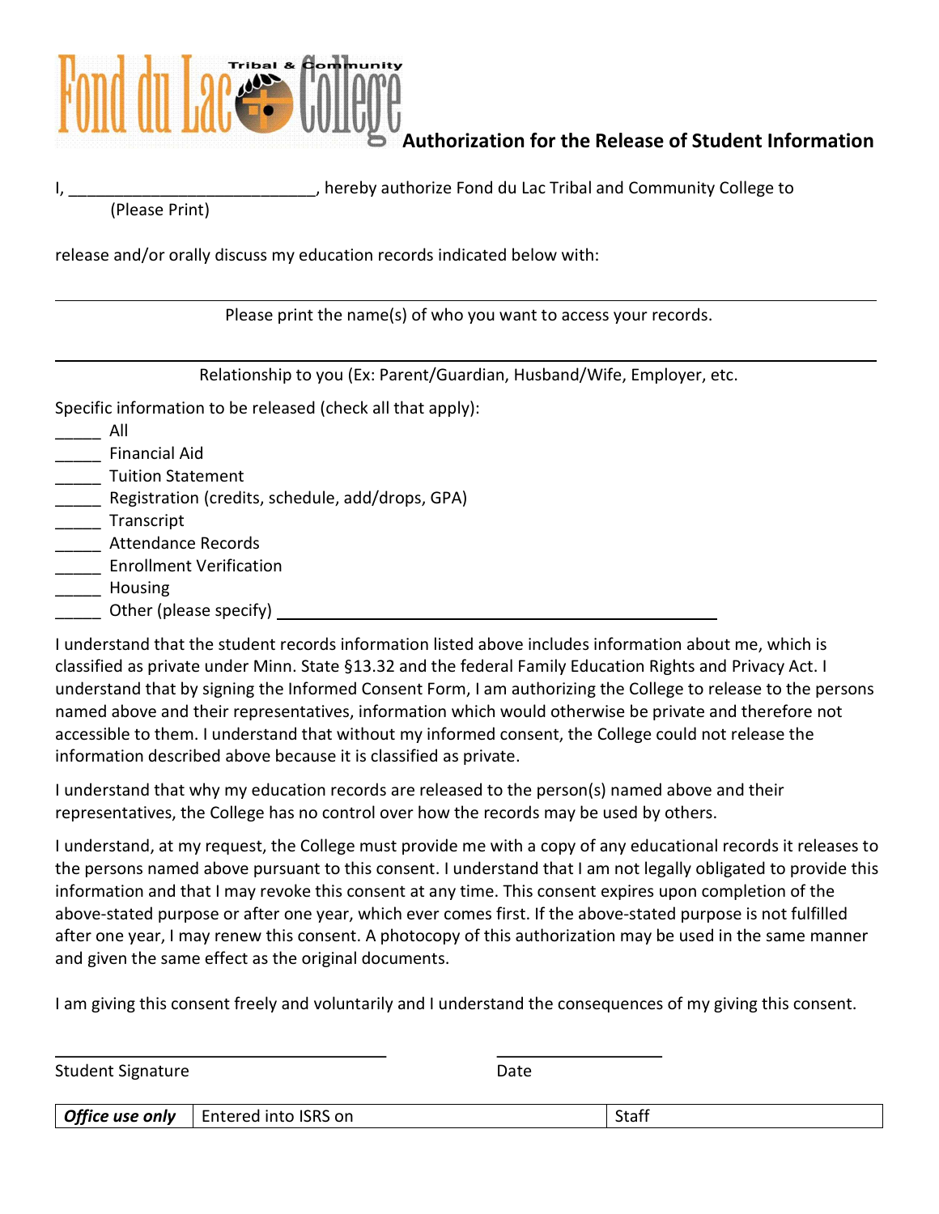Fond du Lac Tribal & Community College

# Authorization for the Release of Student Information

I, ___________________________, hereby authorize Fond du Lac Tribal and Community College to
(Please Print)

release and/or orally discuss my education records indicated below with:

_______________________________________________________________
Please print the name(s) of who you want to access your records.

_______________________________________________________________
Relationship to you (Ex: Parent/Guardian, Husband/Wife, Employer, etc.

Specific information to be released (check all that apply):

_____ All
_____ Financial Aid
_____ Tuition Statement
_____ Registration (credits, schedule, add/drops, GPA)
_____ Transcript
_____ Attendance Records
_____ Enrollment Verification
_____ Housing
_____ Other (please specify) ________________________________________

I understand that the student records information listed above includes information about me, which is classified as private under Minn. State §13.32 and the federal Family Education Rights and Privacy Act. I understand that by signing the Informed Consent Form, I am authorizing the College to release to the persons named above and their representatives, information which would otherwise be private and therefore not accessible to them. I understand that without my informed consent, the College could not release the information described above because it is classified as private.

I understand that why my education records are released to the person(s) named above and their representatives, the College has no control over how the records may be used by others.

I understand, at my request, the College must provide me with a copy of any educational records it releases to the persons named above pursuant to this consent. I understand that I am not legally obligated to provide this information and that I may revoke this consent at any time. This consent expires upon completion of the above-stated purpose or after one year, which ever comes first. If the above-stated purpose is not fulfilled after one year, I may renew this consent. A photocopy of this authorization may be used in the same manner and given the same effect as the original documents.

I am giving this consent freely and voluntarily and I understand the consequences of my giving this consent.

______________________________ ______________
Student Signature Date

| | | |
|---|---|---|
| ***Office use only*** | Entered into ISRS on | Staff |